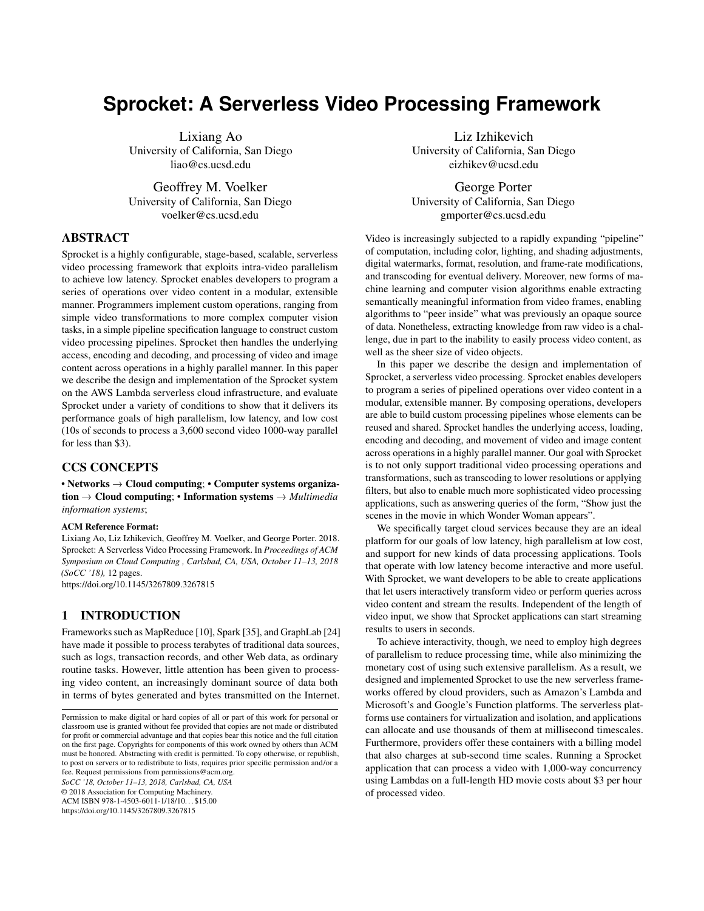# Sprocket: A Serverless Video Processing Framework

Lixiang Ao
University of California, San Diego
liao@cs.ucsd.edu

Liz Izhikevich
University of California, San Diego
eizhikev@ucsd.edu

Geoffrey M. Voelker
University of California, San Diego
voelker@cs.ucsd.edu

George Porter
University of California, San Diego
gmporter@cs.ucsd.edu

## ABSTRACT

Sprocket is a highly configurable, stage-based, scalable, serverless video processing framework that exploits intra-video parallelism to achieve low latency. Sprocket enables developers to program a series of operations over video content in a modular, extensible manner. Programmers implement custom operations, ranging from simple video transformations to more complex computer vision tasks, in a simple pipeline specification language to construct custom video processing pipelines. Sprocket then handles the underlying access, encoding and decoding, and processing of video and image content across operations in a highly parallel manner. In this paper we describe the design and implementation of the Sprocket system on the AWS Lambda serverless cloud infrastructure, and evaluate Sprocket under a variety of conditions to show that it delivers its performance goals of high parallelism, low latency, and low cost (10s of seconds to process a 3,600 second video 1000-way parallel for less than $3).

## CCS CONCEPTS

**• Networks** → **Cloud computing**; **• Computer systems organization** → **Cloud computing**; **• Information systems** → *Multimedia information systems*;

**ACM Reference Format:**

Lixiang Ao, Liz Izhikevich, Geoffrey M. Voelker, and George Porter. 2018. Sprocket: A Serverless Video Processing Framework. In *Proceedings of ACM Symposium on Cloud Computing , Carlsbad, CA, USA, October 11–13, 2018 (SoCC '18),* 12 pages.
https://doi.org/10.1145/3267809.3267815

## 1 INTRODUCTION

Frameworks such as MapReduce [10], Spark [35], and GraphLab [24] have made it possible to process terabytes of traditional data sources, such as logs, transaction records, and other Web data, as ordinary routine tasks. However, little attention has been given to processing video content, an increasingly dominant source of data both in terms of bytes generated and bytes transmitted on the Internet. Video is increasingly subjected to a rapidly expanding "pipeline" of computation, including color, lighting, and shading adjustments, digital watermarks, format, resolution, and frame-rate modifications, and transcoding for eventual delivery. Moreover, new forms of machine learning and computer vision algorithms enable extracting semantically meaningful information from video frames, enabling algorithms to "peer inside" what was previously an opaque source of data. Nonetheless, extracting knowledge from raw video is a challenge, due in part to the inability to easily process video content, as well as the sheer size of video objects.

In this paper we describe the design and implementation of Sprocket, a serverless video processing. Sprocket enables developers to program a series of pipelined operations over video content in a modular, extensible manner. By composing operations, developers are able to build custom processing pipelines whose elements can be reused and shared. Sprocket handles the underlying access, loading, encoding and decoding, and movement of video and image content across operations in a highly parallel manner. Our goal with Sprocket is to not only support traditional video processing operations and transformations, such as transcoding to lower resolutions or applying filters, but also to enable much more sophisticated video processing applications, such as answering queries of the form, "Show just the scenes in the movie in which Wonder Woman appears".

We specifically target cloud services because they are an ideal platform for our goals of low latency, high parallelism at low cost, and support for new kinds of data processing applications. Tools that operate with low latency become interactive and more useful. With Sprocket, we want developers to be able to create applications that let users interactively transform video or perform queries across video content and stream the results. Independent of the length of video input, we show that Sprocket applications can start streaming results to users in seconds.

To achieve interactivity, though, we need to employ high degrees of parallelism to reduce processing time, while also minimizing the monetary cost of using such extensive parallelism. As a result, we designed and implemented Sprocket to use the new serverless frameworks offered by cloud providers, such as Amazon's Lambda and Microsoft's and Google's Function platforms. The serverless platforms use containers for virtualization and isolation, and applications can allocate and use thousands of them at millisecond timescales. Furthermore, providers offer these containers with a billing model that also charges at sub-second time scales. Running a Sprocket application that can process a video with 1,000-way concurrency using Lambdas on a full-length HD movie costs about $3 per hour of processed video.

Permission to make digital or hard copies of all or part of this work for personal or classroom use is granted without fee provided that copies are not made or distributed for profit or commercial advantage and that copies bear this notice and the full citation on the first page. Copyrights for components of this work owned by others than ACM must be honored. Abstracting with credit is permitted. To copy otherwise, or republish, to post on servers or to redistribute to lists, requires prior specific permission and/or a fee. Request permissions from permissions@acm.org.
*SoCC '18, October 11–13, 2018, Carlsbad, CA, USA*
© 2018 Association for Computing Machinery.
ACM ISBN 978-1-4503-6011-1/18/10...$15.00
https://doi.org/10.1145/3267809.3267815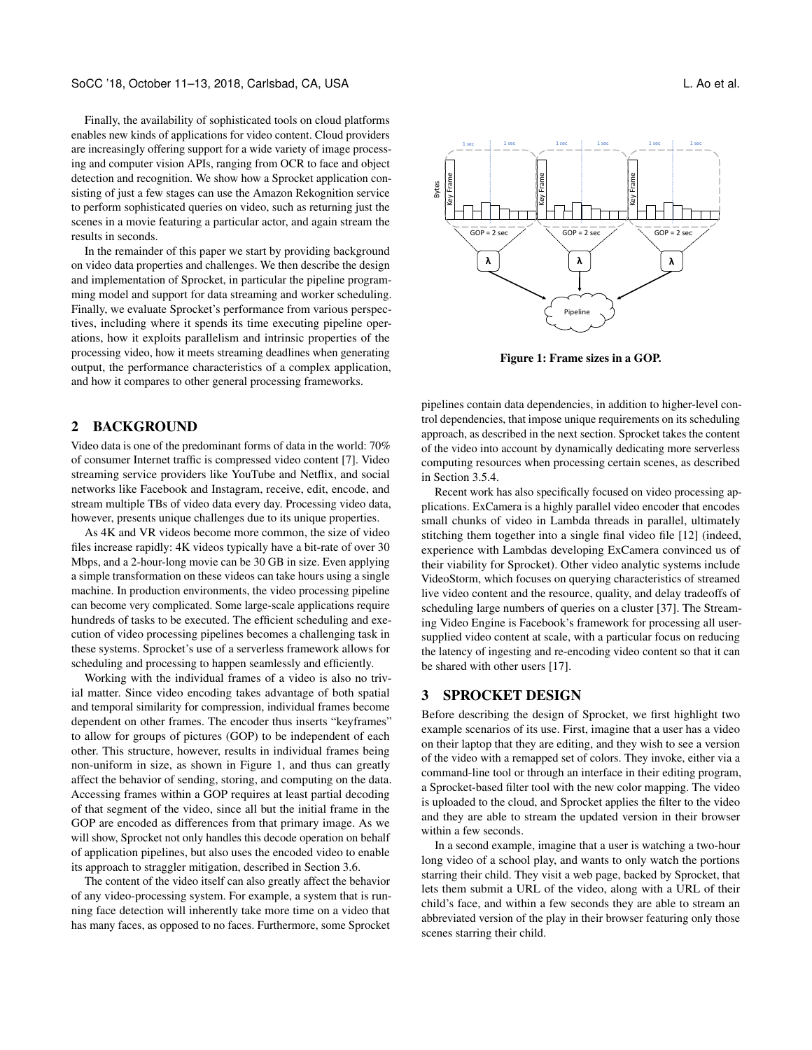Finally, the availability of sophisticated tools on cloud platforms enables new kinds of applications for video content. Cloud providers are increasingly offering support for a wide variety of image processing and computer vision APIs, ranging from OCR to face and object detection and recognition. We show how a Sprocket application consisting of just a few stages can use the Amazon Rekognition service to perform sophisticated queries on video, such as returning just the scenes in a movie featuring a particular actor, and again stream the results in seconds.

In the remainder of this paper we start by providing background on video data properties and challenges. We then describe the design and implementation of Sprocket, in particular the pipeline programming model and support for data streaming and worker scheduling. Finally, we evaluate Sprocket's performance from various perspectives, including where it spends its time executing pipeline operations, how it exploits parallelism and intrinsic properties of the processing video, how it meets streaming deadlines when generating output, the performance characteristics of a complex application, and how it compares to other general processing frameworks.

## 2 BACKGROUND

Video data is one of the predominant forms of data in the world: 70% of consumer Internet traffic is compressed video content [7]. Video streaming service providers like YouTube and Netflix, and social networks like Facebook and Instagram, receive, edit, encode, and stream multiple TBs of video data every day. Processing video data, however, presents unique challenges due to its unique properties.

As 4K and VR videos become more common, the size of video files increase rapidly: 4K videos typically have a bit-rate of over 30 Mbps, and a 2-hour-long movie can be 30 GB in size. Even applying a simple transformation on these videos can take hours using a single machine. In production environments, the video processing pipeline can become very complicated. Some large-scale applications require hundreds of tasks to be executed. The efficient scheduling and execution of video processing pipelines becomes a challenging task in these systems. Sprocket's use of a serverless framework allows for scheduling and processing to happen seamlessly and efficiently.

Working with the individual frames of a video is also no trivial matter. Since video encoding takes advantage of both spatial and temporal similarity for compression, individual frames become dependent on other frames. The encoder thus inserts "keyframes" to allow for groups of pictures (GOP) to be independent of each other. This structure, however, results in individual frames being non-uniform in size, as shown in Figure 1, and thus can greatly affect the behavior of sending, storing, and computing on the data. Accessing frames within a GOP requires at least partial decoding of that segment of the video, since all but the initial frame in the GOP are encoded as differences from that primary image. As we will show, Sprocket not only handles this decode operation on behalf of application pipelines, but also uses the encoded video to enable its approach to straggler mitigation, described in Section 3.6.

The content of the video itself can also greatly affect the behavior of any video-processing system. For example, a system that is running face detection will inherently take more time on a video that has many faces, as opposed to no faces. Furthermore, some Sprocket pipelines contain data dependencies, in addition to higher-level control dependencies, that impose unique requirements on its scheduling approach, as described in the next section. Sprocket takes the content of the video into account by dynamically dedicating more serverless computing resources when processing certain scenes, as described in Section 3.5.4.

1 sec
1 sec
Bytes
Key Frame
GOP = 2 sec
λ
Pipeline

**Figure 1: Frame sizes in a GOP.**

Recent work has also specifically focused on video processing applications. ExCamera is a highly parallel video encoder that encodes small chunks of video in Lambda threads in parallel, ultimately stitching them together into a single final video file [12] (indeed, experience with Lambdas developing ExCamera convinced us of their viability for Sprocket). Other video analytic systems include VideoStorm, which focuses on querying characteristics of streamed live video content and the resource, quality, and delay tradeoffs of scheduling large numbers of queries on a cluster [37]. The Streaming Video Engine is Facebook's framework for processing all user-supplied video content at scale, with a particular focus on reducing the latency of ingesting and re-encoding video content so that it can be shared with other users [17].

## 3 SPROCKET DESIGN

Before describing the design of Sprocket, we first highlight two example scenarios of its use. First, imagine that a user has a video on their laptop that they are editing, and they wish to see a version of the video with a remapped set of colors. They invoke, either via a command-line tool or through an interface in their editing program, a Sprocket-based filter tool with the new color mapping. The video is uploaded to the cloud, and Sprocket applies the filter to the video and they are able to stream the updated version in their browser within a few seconds.

In a second example, imagine that a user is watching a two-hour long video of a school play, and wants to only watch the portions starring their child. They visit a web page, backed by Sprocket, that lets them submit a URL of the video, along with a URL of their child's face, and within a few seconds they are able to stream an abbreviated version of the play in their browser featuring only those scenes starring their child.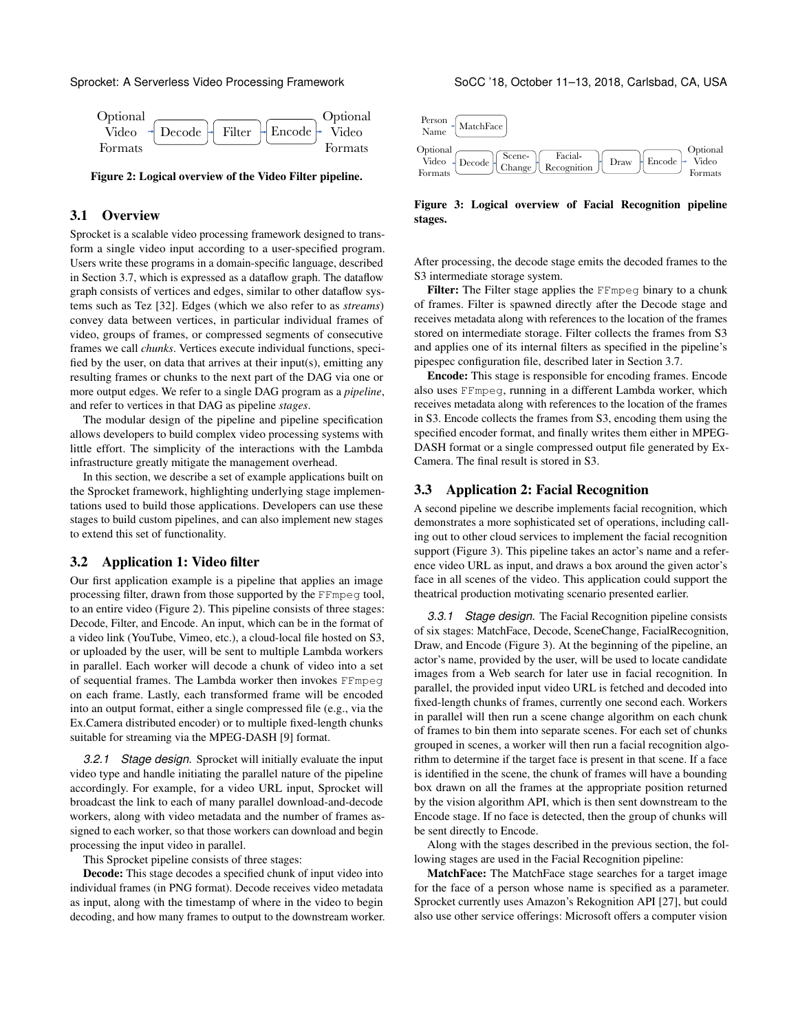Optional Video Formats → Decode → Filter → Encode → Optional Video Formats

**Figure 2: Logical overview of the Video Filter pipeline.**

## 3.1 Overview

Sprocket is a scalable video processing framework designed to transform a single video input according to a user-specified program. Users write these programs in a domain-specific language, described in Section 3.7, which is expressed as a dataflow graph. The dataflow graph consists of vertices and edges, similar to other dataflow systems such as Tez [32]. Edges (which we also refer to as *streams*) convey data between vertices, in particular individual frames of video, groups of frames, or compressed segments of consecutive frames we call *chunks*. Vertices execute individual functions, specified by the user, on data that arrives at their input(s), emitting any resulting frames or chunks to the next part of the DAG via one or more output edges. We refer to a single DAG program as a *pipeline*, and refer to vertices in that DAG as pipeline *stages*.

The modular design of the pipeline and pipeline specification allows developers to build complex video processing systems with little effort. The simplicity of the interactions with the Lambda infrastructure greatly mitigate the management overhead.

In this section, we describe a set of example applications built on the Sprocket framework, highlighting underlying stage implementations used to build those applications. Developers can use these stages to build custom pipelines, and can also implement new stages to extend this set of functionality.

## 3.2 Application 1: Video filter

Our first application example is a pipeline that applies an image processing filter, drawn from those supported by the FFmpeg tool, to an entire video (Figure 2). This pipeline consists of three stages: Decode, Filter, and Encode. An input, which can be in the format of a video link (YouTube, Vimeo, etc.), a cloud-local file hosted on S3, or uploaded by the user, will be sent to multiple Lambda workers in parallel. Each worker will decode a chunk of video into a set of sequential frames. The Lambda worker then invokes FFmpeg on each frame. Lastly, each transformed frame will be encoded into an output format, either a single compressed file (e.g., via the Ex.Camera distributed encoder) or to multiple fixed-length chunks suitable for streaming via the MPEG-DASH [9] format.

### 3.2.1 *Stage design.*

Sprocket will initially evaluate the input video type and handle initiating the parallel nature of the pipeline accordingly. For example, for a video URL input, Sprocket will broadcast the link to each of many parallel download-and-decode workers, along with video metadata and the number of frames assigned to each worker, so that those workers can download and begin processing the input video in parallel.

This Sprocket pipeline consists of three stages:

**Decode:** This stage decodes a specified chunk of input video into individual frames (in PNG format). Decode receives video metadata as input, along with the timestamp of where in the video to begin decoding, and how many frames to output to the downstream worker. After processing, the decode stage emits the decoded frames to the S3 intermediate storage system.

**Filter:** The Filter stage applies the FFmpeg binary to a chunk of frames. Filter is spawned directly after the Decode stage and receives metadata along with references to the location of the frames stored on intermediate storage. Filter collects the frames from S3 and applies one of its internal filters as specified in the pipeline's pipespec configuration file, described later in Section 3.7.

**Encode:** This stage is responsible for encoding frames. Encode also uses FFmpeg, running in a different Lambda worker, which receives metadata along with references to the location of the frames in S3. Encode collects the frames from S3, encoding them using the specified encoder format, and finally writes them either in MPEG-DASH format or a single compressed output file generated by Ex-Camera. The final result is stored in S3.

Person Name → MatchFace

Optional Video Formats → Decode → Scene-Change → Facial-Recognition → Draw → Encode → Optional Video Formats

**Figure 3: Logical overview of Facial Recognition pipeline stages.**

## 3.3 Application 2: Facial Recognition

A second pipeline we describe implements facial recognition, which demonstrates a more sophisticated set of operations, including calling out to other cloud services to implement the facial recognition support (Figure 3). This pipeline takes an actor's name and a reference video URL as input, and draws a box around the given actor's face in all scenes of the video. This application could support the theatrical production motivating scenario presented earlier.

### 3.3.1 *Stage design.*

The Facial Recognition pipeline consists of six stages: MatchFace, Decode, SceneChange, FacialRecognition, Draw, and Encode (Figure 3). At the beginning of the pipeline, an actor's name, provided by the user, will be used to locate candidate images from a Web search for later use in facial recognition. In parallel, the provided input video URL is fetched and decoded into fixed-length chunks of frames, currently one second each. Workers in parallel will then run a scene change algorithm on each chunk of frames to bin them into separate scenes. For each set of chunks grouped in scenes, a worker will then run a facial recognition algorithm to determine if the target face is present in that scene. If a face is identified in the scene, the chunk of frames will have a bounding box drawn on all the frames at the appropriate position returned by the vision algorithm API, which is then sent downstream to the Encode stage. If no face is detected, then the group of chunks will be sent directly to Encode.

Along with the stages described in the previous section, the following stages are used in the Facial Recognition pipeline:

**MatchFace:** The MatchFace stage searches for a target image for the face of a person whose name is specified as a parameter. Sprocket currently uses Amazon's Rekognition API [27], but could also use other service offerings: Microsoft offers a computer vision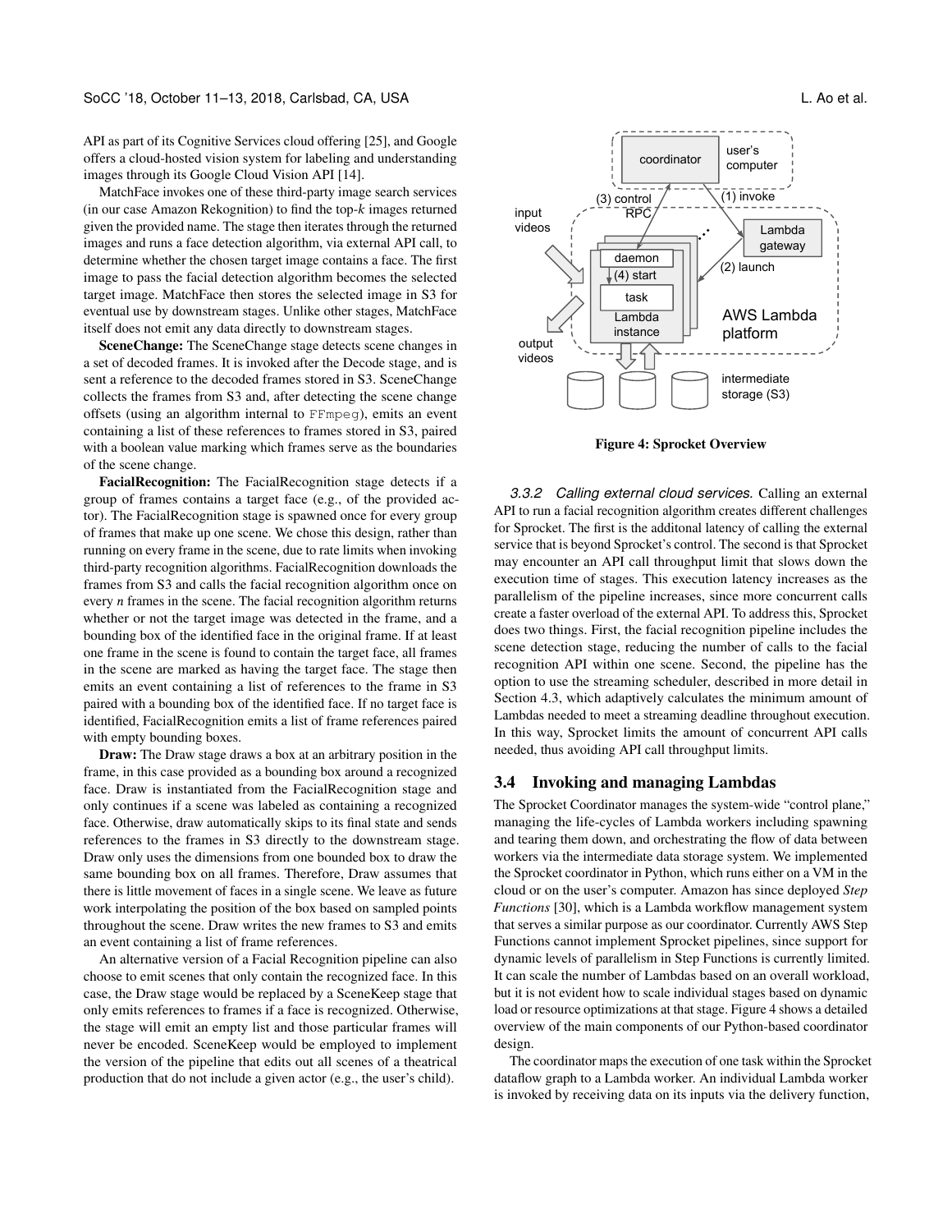API as part of its Cognitive Services cloud offering [25], and Google offers a cloud-hosted vision system for labeling and understanding images through its Google Cloud Vision API [14].

MatchFace invokes one of these third-party image search services (in our case Amazon Rekognition) to find the top-$k$ images returned given the provided name. The stage then iterates through the returned images and runs a face detection algorithm, via external API call, to determine whether the chosen target image contains a face. The first image to pass the facial detection algorithm becomes the selected target image. MatchFace then stores the selected image in S3 for eventual use by downstream stages. Unlike other stages, MatchFace itself does not emit any data directly to downstream stages.

**SceneChange:** The SceneChange stage detects scene changes in a set of decoded frames. It is invoked after the Decode stage, and is sent a reference to the decoded frames stored in S3. SceneChange collects the frames from S3 and, after detecting the scene change offsets (using an algorithm internal to `FFmpeg`), emits an event containing a list of these references to frames stored in S3, paired with a boolean value marking which frames serve as the boundaries of the scene change.

**FacialRecognition:** The FacialRecognition stage detects if a group of frames contains a target face (e.g., of the provided actor). The FacialRecognition stage is spawned once for every group of frames that make up one scene. We chose this design, rather than running on every frame in the scene, due to rate limits when invoking third-party recognition algorithms. FacialRecognition downloads the frames from S3 and calls the facial recognition algorithm once on every $n$ frames in the scene. The facial recognition algorithm returns whether or not the target image was detected in the frame, and a bounding box of the identified face in the original frame. If at least one frame in the scene is found to contain the target face, all frames in the scene are marked as having the target face. The stage then emits an event containing a list of references to the frame in S3 paired with a bounding box of the identified face. If no target face is identified, FacialRecognition emits a list of frame references paired with empty bounding boxes.

**Draw:** The Draw stage draws a box at an arbitrary position in the frame, in this case provided as a bounding box around a recognized face. Draw is instantiated from the FacialRecognition stage and only continues if a scene was labeled as containing a recognized face. Otherwise, draw automatically skips to its final state and sends references to the frames in S3 directly to the downstream stage. Draw only uses the dimensions from one bounded box to draw the same bounding box on all frames. Therefore, Draw assumes that there is little movement of faces in a single scene. We leave as future work interpolating the position of the box based on sampled points throughout the scene. Draw writes the new frames to S3 and emits an event containing a list of frame references.

An alternative version of a Facial Recognition pipeline can also choose to emit scenes that only contain the recognized face. In this case, the Draw stage would be replaced by a SceneKeep stage that only emits references to frames if a face is recognized. Otherwise, the stage will emit an empty list and those particular frames will never be encoded. SceneKeep would be employed to implement the version of the pipeline that edits out all scenes of a theatrical production that do not include a given actor (e.g., the user's child).

coordinator
user's computer
(3) control RPC
(1) invoke
input videos
Lambda gateway
daemon
(4) start
(2) launch
task
Lambda instance
AWS Lambda platform
output videos
intermediate storage (S3)

**Figure 4: Sprocket Overview**

*3.3.2 Calling external cloud services.* Calling an external API to run a facial recognition algorithm creates different challenges for Sprocket. The first is the additonal latency of calling the external service that is beyond Sprocket's control. The second is that Sprocket may encounter an API call throughput limit that slows down the execution time of stages. This execution latency increases as the parallelism of the pipeline increases, since more concurrent calls create a faster overload of the external API. To address this, Sprocket does two things. First, the facial recognition pipeline includes the scene detection stage, reducing the number of calls to the facial recognition API within one scene. Second, the pipeline has the option to use the streaming scheduler, described in more detail in Section 4.3, which adaptively calculates the minimum amount of Lambdas needed to meet a streaming deadline throughout execution. In this way, Sprocket limits the amount of concurrent API calls needed, thus avoiding API call throughput limits.

## 3.4 Invoking and managing Lambdas

The Sprocket Coordinator manages the system-wide "control plane," managing the life-cycles of Lambda workers including spawning and tearing them down, and orchestrating the flow of data between workers via the intermediate data storage system. We implemented the Sprocket coordinator in Python, which runs either on a VM in the cloud or on the user's computer. Amazon has since deployed *Step Functions* [30], which is a Lambda workflow management system that serves a similar purpose as our coordinator. Currently AWS Step Functions cannot implement Sprocket pipelines, since support for dynamic levels of parallelism in Step Functions is currently limited. It can scale the number of Lambdas based on an overall workload, but it is not evident how to scale individual stages based on dynamic load or resource optimizations at that stage. Figure 4 shows a detailed overview of the main components of our Python-based coordinator design.

The coordinator maps the execution of one task within the Sprocket dataflow graph to a Lambda worker. An individual Lambda worker is invoked by receiving data on its inputs via the delivery function,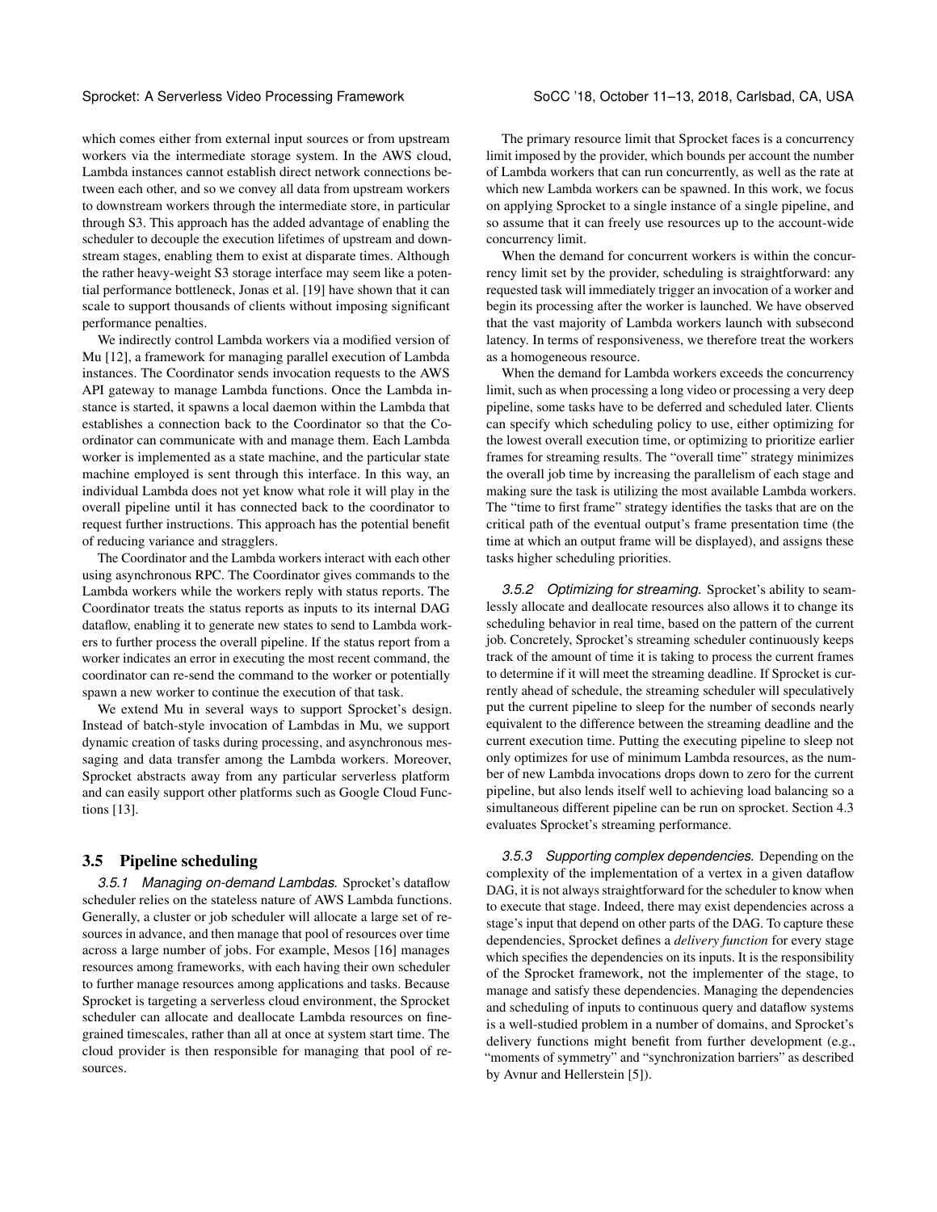which comes either from external input sources or from upstream workers via the intermediate storage system. In the AWS cloud, Lambda instances cannot establish direct network connections between each other, and so we convey all data from upstream workers to downstream workers through the intermediate store, in particular through S3. This approach has the added advantage of enabling the scheduler to decouple the execution lifetimes of upstream and downstream stages, enabling them to exist at disparate times. Although the rather heavy-weight S3 storage interface may seem like a potential performance bottleneck, Jonas et al. [19] have shown that it can scale to support thousands of clients without imposing significant performance penalties.

We indirectly control Lambda workers via a modified version of Mu [12], a framework for managing parallel execution of Lambda instances. The Coordinator sends invocation requests to the AWS API gateway to manage Lambda functions. Once the Lambda instance is started, it spawns a local daemon within the Lambda that establishes a connection back to the Coordinator so that the Coordinator can communicate with and manage them. Each Lambda worker is implemented as a state machine, and the particular state machine employed is sent through this interface. In this way, an individual Lambda does not yet know what role it will play in the overall pipeline until it has connected back to the coordinator to request further instructions. This approach has the potential benefit of reducing variance and stragglers.

The Coordinator and the Lambda workers interact with each other using asynchronous RPC. The Coordinator gives commands to the Lambda workers while the workers reply with status reports. The Coordinator treats the status reports as inputs to its internal DAG dataflow, enabling it to generate new states to send to Lambda workers to further process the overall pipeline. If the status report from a worker indicates an error in executing the most recent command, the coordinator can re-send the command to the worker or potentially spawn a new worker to continue the execution of that task.

We extend Mu in several ways to support Sprocket's design. Instead of batch-style invocation of Lambdas in Mu, we support dynamic creation of tasks during processing, and asynchronous messaging and data transfer among the Lambda workers. Moreover, Sprocket abstracts away from any particular serverless platform and can easily support other platforms such as Google Cloud Functions [13].

## 3.5 Pipeline scheduling

*3.5.1 Managing on-demand Lambdas.* Sprocket's dataflow scheduler relies on the stateless nature of AWS Lambda functions. Generally, a cluster or job scheduler will allocate a large set of resources in advance, and then manage that pool of resources over time across a large number of jobs. For example, Mesos [16] manages resources among frameworks, with each having their own scheduler to further manage resources among applications and tasks. Because Sprocket is targeting a serverless cloud environment, the Sprocket scheduler can allocate and deallocate Lambda resources on fine-grained timescales, rather than all at once at system start time. The cloud provider is then responsible for managing that pool of resources.

The primary resource limit that Sprocket faces is a concurrency limit imposed by the provider, which bounds per account the number of Lambda workers that can run concurrently, as well as the rate at which new Lambda workers can be spawned. In this work, we focus on applying Sprocket to a single instance of a single pipeline, and so assume that it can freely use resources up to the account-wide concurrency limit.

When the demand for concurrent workers is within the concurrency limit set by the provider, scheduling is straightforward: any requested task will immediately trigger an invocation of a worker and begin its processing after the worker is launched. We have observed that the vast majority of Lambda workers launch with subsecond latency. In terms of responsiveness, we therefore treat the workers as a homogeneous resource.

When the demand for Lambda workers exceeds the concurrency limit, such as when processing a long video or processing a very deep pipeline, some tasks have to be deferred and scheduled later. Clients can specify which scheduling policy to use, either optimizing for the lowest overall execution time, or optimizing to prioritize earlier frames for streaming results. The "overall time" strategy minimizes the overall job time by increasing the parallelism of each stage and making sure the task is utilizing the most available Lambda workers. The "time to first frame" strategy identifies the tasks that are on the critical path of the eventual output's frame presentation time (the time at which an output frame will be displayed), and assigns these tasks higher scheduling priorities.

*3.5.2 Optimizing for streaming.* Sprocket's ability to seamlessly allocate and deallocate resources also allows it to change its scheduling behavior in real time, based on the pattern of the current job. Concretely, Sprocket's streaming scheduler continuously keeps track of the amount of time it is taking to process the current frames to determine if it will meet the streaming deadline. If Sprocket is currently ahead of schedule, the streaming scheduler will speculatively put the current pipeline to sleep for the number of seconds nearly equivalent to the difference between the streaming deadline and the current execution time. Putting the executing pipeline to sleep not only optimizes for use of minimum Lambda resources, as the number of new Lambda invocations drops down to zero for the current pipeline, but also lends itself well to achieving load balancing so a simultaneous different pipeline can be run on sprocket. Section 4.3 evaluates Sprocket's streaming performance.

*3.5.3 Supporting complex dependencies.* Depending on the complexity of the implementation of a vertex in a given dataflow DAG, it is not always straightforward for the scheduler to know when to execute that stage. Indeed, there may exist dependencies across a stage's input that depend on other parts of the DAG. To capture these dependencies, Sprocket defines a *delivery function* for every stage which specifies the dependencies on its inputs. It is the responsibility of the Sprocket framework, not the implementer of the stage, to manage and satisfy these dependencies. Managing the dependencies and scheduling of inputs to continuous query and dataflow systems is a well-studied problem in a number of domains, and Sprocket's delivery functions might benefit from further development (e.g., "moments of symmetry" and "synchronization barriers" as described by Avnur and Hellerstein [5]).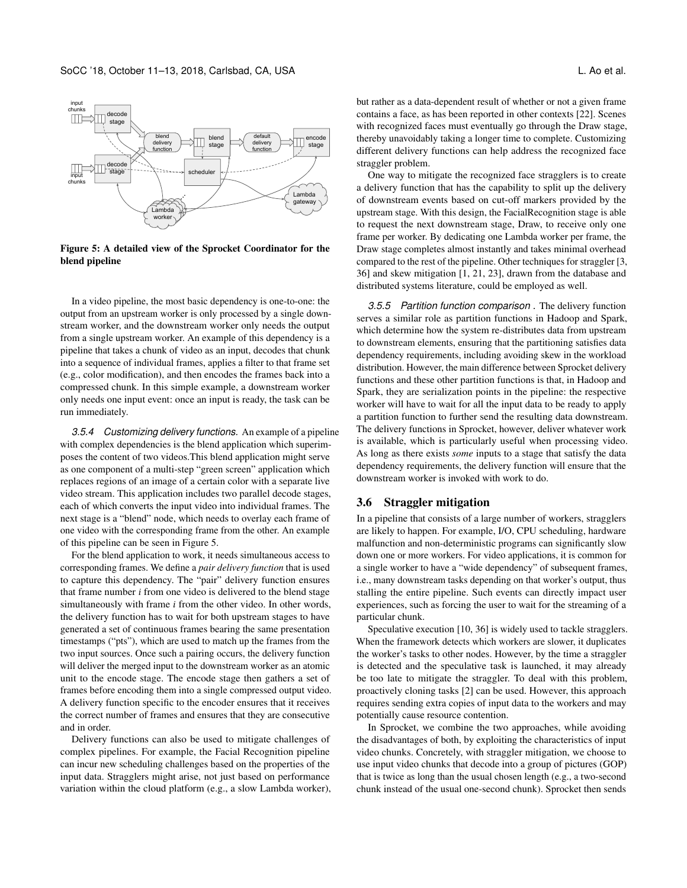input chunks

decode stage

blend delivery function

blend stage

default delivery function

encode stage

decode stage

input chunks

scheduler

Lambda gateway

Lambda worker

**Figure 5: A detailed view of the Sprocket Coordinator for the blend pipeline**

In a video pipeline, the most basic dependency is one-to-one: the output from an upstream worker is only processed by a single downstream worker, and the downstream worker only needs the output from a single upstream worker. An example of this dependency is a pipeline that takes a chunk of video as an input, decodes that chunk into a sequence of individual frames, applies a filter to that frame set (e.g., color modification), and then encodes the frames back into a compressed chunk. In this simple example, a downstream worker only needs one input event: once an input is ready, the task can be run immediately.

*3.5.4 Customizing delivery functions.* An example of a pipeline with complex dependencies is the blend application which superimposes the content of two videos.This blend application might serve as one component of a multi-step "green screen" application which replaces regions of an image of a certain color with a separate live video stream. This application includes two parallel decode stages, each of which converts the input video into individual frames. The next stage is a "blend" node, which needs to overlay each frame of one video with the corresponding frame from the other. An example of this pipeline can be seen in Figure 5.

For the blend application to work, it needs simultaneous access to corresponding frames. We define a *pair delivery function* that is used to capture this dependency. The "pair" delivery function ensures that frame number $i$ from one video is delivered to the blend stage simultaneously with frame $i$ from the other video. In other words, the delivery function has to wait for both upstream stages to have generated a set of continuous frames bearing the same presentation timestamps ("pts"), which are used to match up the frames from the two input sources. Once such a pairing occurs, the delivery function will deliver the merged input to the downstream worker as an atomic unit to the encode stage. The encode stage then gathers a set of frames before encoding them into a single compressed output video. A delivery function specific to the encoder ensures that it receives the correct number of frames and ensures that they are consecutive and in order.

Delivery functions can also be used to mitigate challenges of complex pipelines. For example, the Facial Recognition pipeline can incur new scheduling challenges based on the properties of the input data. Stragglers might arise, not just based on performance variation within the cloud platform (e.g., a slow Lambda worker), but rather as a data-dependent result of whether or not a given frame contains a face, as has been reported in other contexts [22]. Scenes with recognized faces must eventually go through the Draw stage, thereby unavoidably taking a longer time to complete. Customizing different delivery functions can help address the recognized face straggler problem.

One way to mitigate the recognized face stragglers is to create a delivery function that has the capability to split up the delivery of downstream events based on cut-off markers provided by the upstream stage. With this design, the FacialRecognition stage is able to request the next downstream stage, Draw, to receive only one frame per worker. By dedicating one Lambda worker per frame, the Draw stage completes almost instantly and takes minimal overhead compared to the rest of the pipeline. Other techniques for straggler [3, 36] and skew mitigation [1, 21, 23], drawn from the database and distributed systems literature, could be employed as well.

*3.5.5 Partition function comparison .* The delivery function serves a similar role as partition functions in Hadoop and Spark, which determine how the system re-distributes data from upstream to downstream elements, ensuring that the partitioning satisfies data dependency requirements, including avoiding skew in the workload distribution. However, the main difference between Sprocket delivery functions and these other partition functions is that, in Hadoop and Spark, they are serialization points in the pipeline: the respective worker will have to wait for all the input data to be ready to apply a partition function to further send the resulting data downstream. The delivery functions in Sprocket, however, deliver whatever work is available, which is particularly useful when processing video. As long as there exists *some* inputs to a stage that satisfy the data dependency requirements, the delivery function will ensure that the downstream worker is invoked with work to do.

## 3.6 Straggler mitigation

In a pipeline that consists of a large number of workers, stragglers are likely to happen. For example, I/O, CPU scheduling, hardware malfunction and non-deterministic programs can significantly slow down one or more workers. For video applications, it is common for a single worker to have a "wide dependency" of subsequent frames, i.e., many downstream tasks depending on that worker's output, thus stalling the entire pipeline. Such events can directly impact user experiences, such as forcing the user to wait for the streaming of a particular chunk.

Speculative execution [10, 36] is widely used to tackle stragglers. When the framework detects which workers are slower, it duplicates the worker's tasks to other nodes. However, by the time a straggler is detected and the speculative task is launched, it may already be too late to mitigate the straggler. To deal with this problem, proactively cloning tasks [2] can be used. However, this approach requires sending extra copies of input data to the workers and may potentially cause resource contention.

In Sprocket, we combine the two approaches, while avoiding the disadvantages of both, by exploiting the characteristics of input video chunks. Concretely, with straggler mitigation, we choose to use input video chunks that decode into a group of pictures (GOP) that is twice as long than the usual chosen length (e.g., a two-second chunk instead of the usual one-second chunk). Sprocket then sends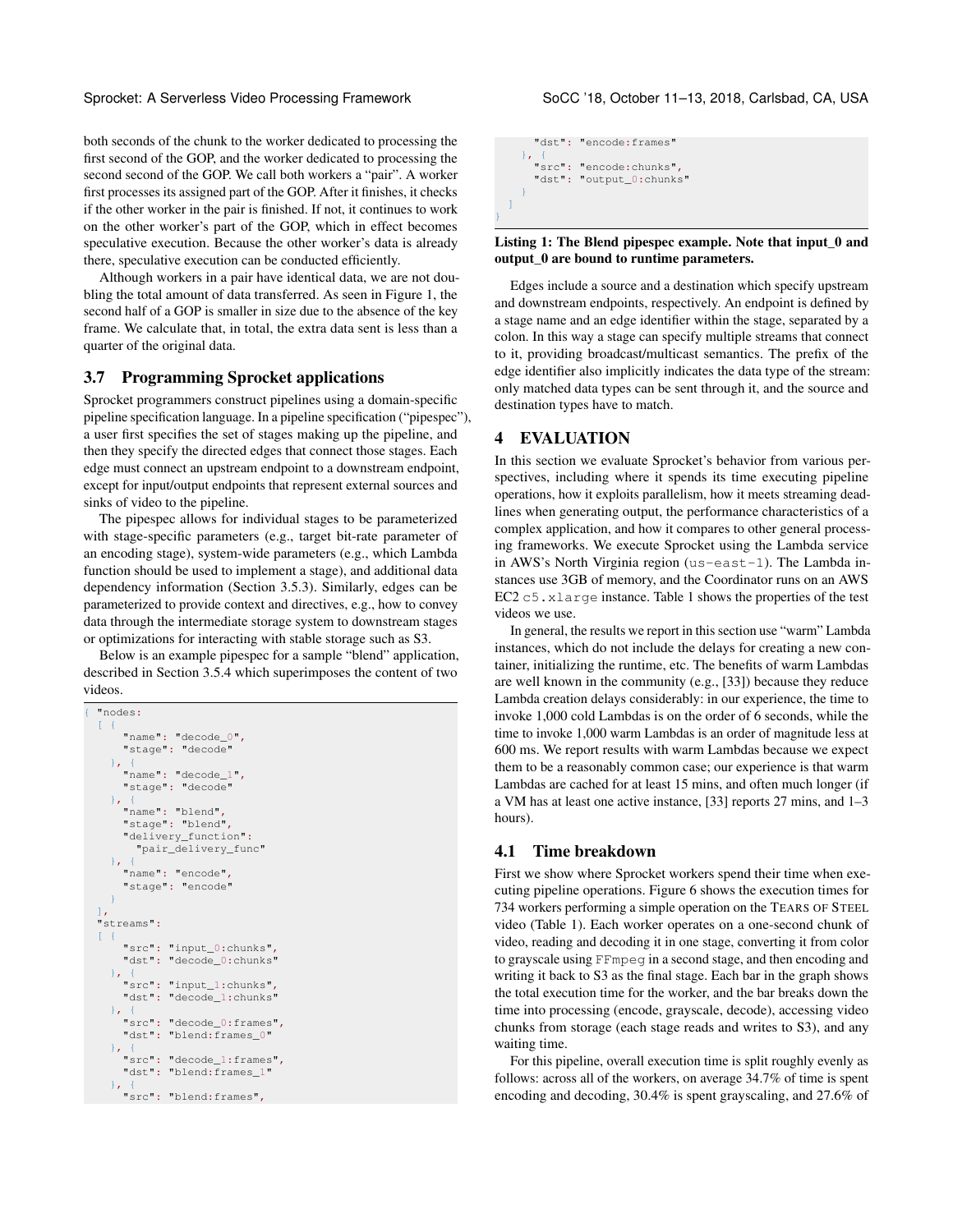both seconds of the chunk to the worker dedicated to processing the first second of the GOP, and the worker dedicated to processing the second second of the GOP. We call both workers a "pair". A worker first processes its assigned part of the GOP. After it finishes, it checks if the other worker in the pair is finished. If not, it continues to work on the other worker's part of the GOP, which in effect becomes speculative execution. Because the other worker's data is already there, speculative execution can be conducted efficiently.

Although workers in a pair have identical data, we are not doubling the total amount of data transferred. As seen in Figure 1, the second half of a GOP is smaller in size due to the absence of the key frame. We calculate that, in total, the extra data sent is less than a quarter of the original data.

### 3.7 Programming Sprocket applications

Sprocket programmers construct pipelines using a domain-specific pipeline specification language. In a pipeline specification ("pipespec"), a user first specifies the set of stages making up the pipeline, and then they specify the directed edges that connect those stages. Each edge must connect an upstream endpoint to a downstream endpoint, except for input/output endpoints that represent external sources and sinks of video to the pipeline.

The pipespec allows for individual stages to be parameterized with stage-specific parameters (e.g., target bit-rate parameter of an encoding stage), system-wide parameters (e.g., which Lambda function should be used to implement a stage), and additional data dependency information (Section 3.5.3). Similarly, edges can be parameterized to provide context and directives, e.g., how to convey data through the intermediate storage system to downstream stages or optimizations for interacting with stable storage such as S3.

Below is an example pipespec for a sample "blend" application, described in Section 3.5.4 which superimposes the content of two videos.

```
{ "nodes:
  [ {
      "name": "decode_0",
      "stage": "decode"
    }, {
      "name": "decode_1",
      "stage": "decode"
    }, {
      "name": "blend",
      "stage": "blend",
      "delivery_function":
        "pair_delivery_func"
    }, {
      "name": "encode",
      "stage": "encode"
    }
  ],
  "streams":
  [ {
      "src": "input_0:chunks",
      "dst": "decode_0:chunks"
    }, {
      "src": "input_1:chunks",
      "dst": "decode_1:chunks"
    }, {
      "src": "decode_0:frames",
      "dst": "blend:frames_0"
    }, {
      "src": "decode_1:frames",
      "dst": "blend:frames_1"
    }, {
      "src": "blend:frames",
      "dst": "encode:frames"
    }, {
      "src": "encode:chunks",
      "dst": "output_0:chunks"
    }
  ]
}
```

**Listing 1: The Blend pipespec example. Note that input_0 and output_0 are bound to runtime parameters.**

Edges include a source and a destination which specify upstream and downstream endpoints, respectively. An endpoint is defined by a stage name and an edge identifier within the stage, separated by a colon. In this way a stage can specify multiple streams that connect to it, providing broadcast/multicast semantics. The prefix of the edge identifier also implicitly indicates the data type of the stream: only matched data types can be sent through it, and the source and destination types have to match.

## 4 EVALUATION

In this section we evaluate Sprocket's behavior from various perspectives, including where it spends its time executing pipeline operations, how it exploits parallelism, how it meets streaming deadlines when generating output, the performance characteristics of a complex application, and how it compares to other general processing frameworks. We execute Sprocket using the Lambda service in AWS's North Virginia region (`us-east-1`). The Lambda instances use 3GB of memory, and the Coordinator runs on an AWS EC2 `c5.xlarge` instance. Table 1 shows the properties of the test videos we use.

In general, the results we report in this section use "warm" Lambda instances, which do not include the delays for creating a new container, initializing the runtime, etc. The benefits of warm Lambdas are well known in the community (e.g., [33]) because they reduce Lambda creation delays considerably: in our experience, the time to invoke 1,000 cold Lambdas is on the order of 6 seconds, while the time to invoke 1,000 warm Lambdas is an order of magnitude less at 600 ms. We report results with warm Lambdas because we expect them to be a reasonably common case; our experience is that warm Lambdas are cached for at least 15 mins, and often much longer (if a VM has at least one active instance, [33] reports 27 mins, and 1–3 hours).

### 4.1 Time breakdown

First we show where Sprocket workers spend their time when executing pipeline operations. Figure 6 shows the execution times for 734 workers performing a simple operation on the Tears of Steel video (Table 1). Each worker operates on a one-second chunk of video, reading and decoding it in one stage, converting it from color to grayscale using `FFmpeg` in a second stage, and then encoding and writing it back to S3 as the final stage. Each bar in the graph shows the total execution time for the worker, and the bar breaks down the time into processing (encode, grayscale, decode), accessing video chunks from storage (each stage reads and writes to S3), and any waiting time.

For this pipeline, overall execution time is split roughly evenly as follows: across all of the workers, on average 34.7% of time is spent encoding and decoding, 30.4% is spent grayscaling, and 27.6% of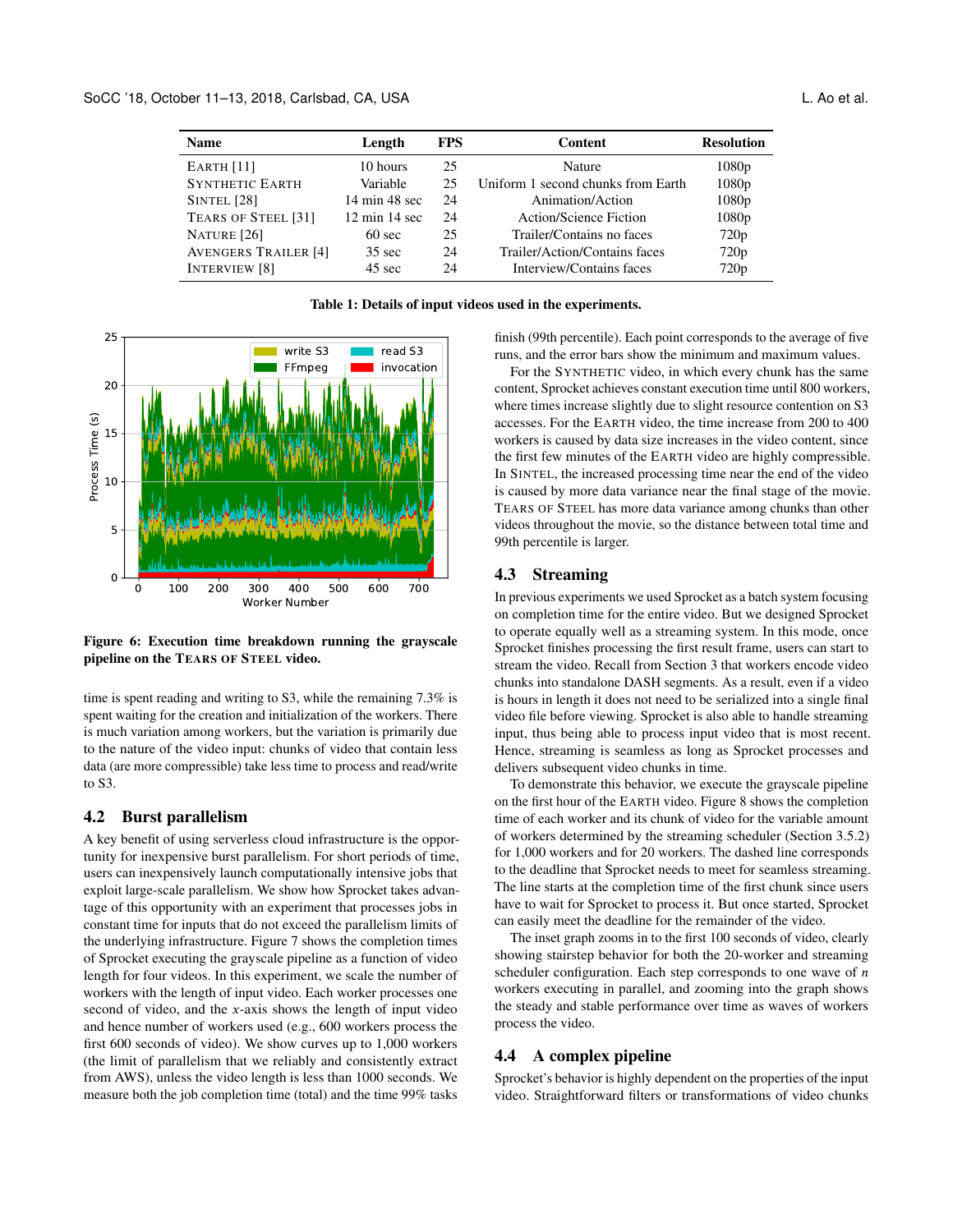| Name | Length | FPS | Content | Resolution |
|---|---|---|---|---|
| EARTH [11] | 10 hours | 25 | Nature | 1080p |
| SYNTHETIC EARTH | Variable | 25 | Uniform 1 second chunks from Earth | 1080p |
| SINTEL [28] | 14 min 48 sec | 24 | Animation/Action | 1080p |
| TEARS OF STEEL [31] | 12 min 14 sec | 24 | Action/Science Fiction | 1080p |
| NATURE [26] | 60 sec | 25 | Trailer/Contains no faces | 720p |
| AVENGERS TRAILER [4] | 35 sec | 24 | Trailer/Action/Contains faces | 720p |
| INTERVIEW [8] | 45 sec | 24 | Interview/Contains faces | 720p |

**Table 1: Details of input videos used in the experiments.**

**Figure 6: Execution time breakdown running the grayscale pipeline on the TEARS OF STEEL video.**

time is spent reading and writing to S3, while the remaining 7.3% is spent waiting for the creation and initialization of the workers. There is much variation among workers, but the variation is primarily due to the nature of the video input: chunks of video that contain less data (are more compressible) take less time to process and read/write to S3.

## 4.2 Burst parallelism

A key benefit of using serverless cloud infrastructure is the opportunity for inexpensive burst parallelism. For short periods of time, users can inexpensively launch computationally intensive jobs that exploit large-scale parallelism. We show how Sprocket takes advantage of this opportunity with an experiment that processes jobs in constant time for inputs that do not exceed the parallelism limits of the underlying infrastructure. Figure 7 shows the completion times of Sprocket executing the grayscale pipeline as a function of video length for four videos. In this experiment, we scale the number of workers with the length of input video. Each worker processes one second of video, and the $x$-axis shows the length of input video and hence number of workers used (e.g., 600 workers process the first 600 seconds of video). We show curves up to 1,000 workers (the limit of parallelism that we reliably and consistently extract from AWS), unless the video length is less than 1000 seconds. We measure both the job completion time (total) and the time 99% tasks finish (99th percentile). Each point corresponds to the average of five runs, and the error bars show the minimum and maximum values.

For the SYNTHETIC video, in which every chunk has the same content, Sprocket achieves constant execution time until 800 workers, where times increase slightly due to slight resource contention on S3 accesses. For the EARTH video, the time increase from 200 to 400 workers is caused by data size increases in the video content, since the first few minutes of the EARTH video are highly compressible. In SINTEL, the increased processing time near the end of the video is caused by more data variance near the final stage of the movie. TEARS OF STEEL has more data variance among chunks than other videos throughout the movie, so the distance between total time and 99th percentile is larger.

## 4.3 Streaming

In previous experiments we used Sprocket as a batch system focusing on completion time for the entire video. But we designed Sprocket to operate equally well as a streaming system. In this mode, once Sprocket finishes processing the first result frame, users can start to stream the video. Recall from Section 3 that workers encode video chunks into standalone DASH segments. As a result, even if a video is hours in length it does not need to be serialized into a single final video file before viewing. Sprocket is also able to handle streaming input, thus being able to process input video that is most recent. Hence, streaming is seamless as long as Sprocket processes and delivers subsequent video chunks in time.

To demonstrate this behavior, we execute the grayscale pipeline on the first hour of the EARTH video. Figure 8 shows the completion time of each worker and its chunk of video for the variable amount of workers determined by the streaming scheduler (Section 3.5.2) for 1,000 workers and for 20 workers. The dashed line corresponds to the deadline that Sprocket needs to meet for seamless streaming. The line starts at the completion time of the first chunk since users have to wait for Sprocket to process it. But once started, Sprocket can easily meet the deadline for the remainder of the video.

The inset graph zooms in to the first 100 seconds of video, clearly showing stairstep behavior for both the 20-worker and streaming scheduler configuration. Each step corresponds to one wave of $n$ workers executing in parallel, and zooming into the graph shows the steady and stable performance over time as waves of workers process the video.

## 4.4 A complex pipeline

Sprocket's behavior is highly dependent on the properties of the input video. Straightforward filters or transformations of video chunks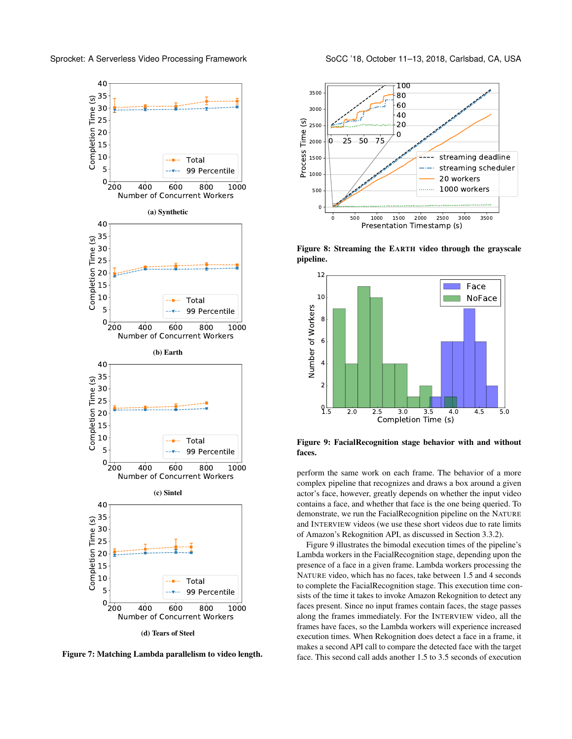(a) Synthetic

(b) Earth

(c) Sintel

(d) Tears of Steel

**Figure 7: Matching Lambda parallelism to video length.**

**Figure 8: Streaming the EARTH video through the grayscale pipeline.**

**Figure 9: FacialRecognition stage behavior with and without faces.**

perform the same work on each frame. The behavior of a more complex pipeline that recognizes and draws a box around a given actor's face, however, greatly depends on whether the input video contains a face, and whether that face is the one being queried. To demonstrate, we run the FacialRecognition pipeline on the NATURE and INTERVIEW videos (we use these short videos due to rate limits of Amazon's Rekognition API, as discussed in Section 3.3.2).

Figure 9 illustrates the bimodal execution times of the pipeline's Lambda workers in the FacialRecognition stage, depending upon the presence of a face in a given frame. Lambda workers processing the NATURE video, which has no faces, take between 1.5 and 4 seconds to complete the FacialRecognition stage. This execution time consists of the time it takes to invoke Amazon Rekognition to detect any faces present. Since no input frames contain faces, the stage passes along the frames immediately. For the INTERVIEW video, all the frames have faces, so the Lambda workers will experience increased execution times. When Rekognition does detect a face in a frame, it makes a second API call to compare the detected face with the target face. This second call adds another 1.5 to 3.5 seconds of execution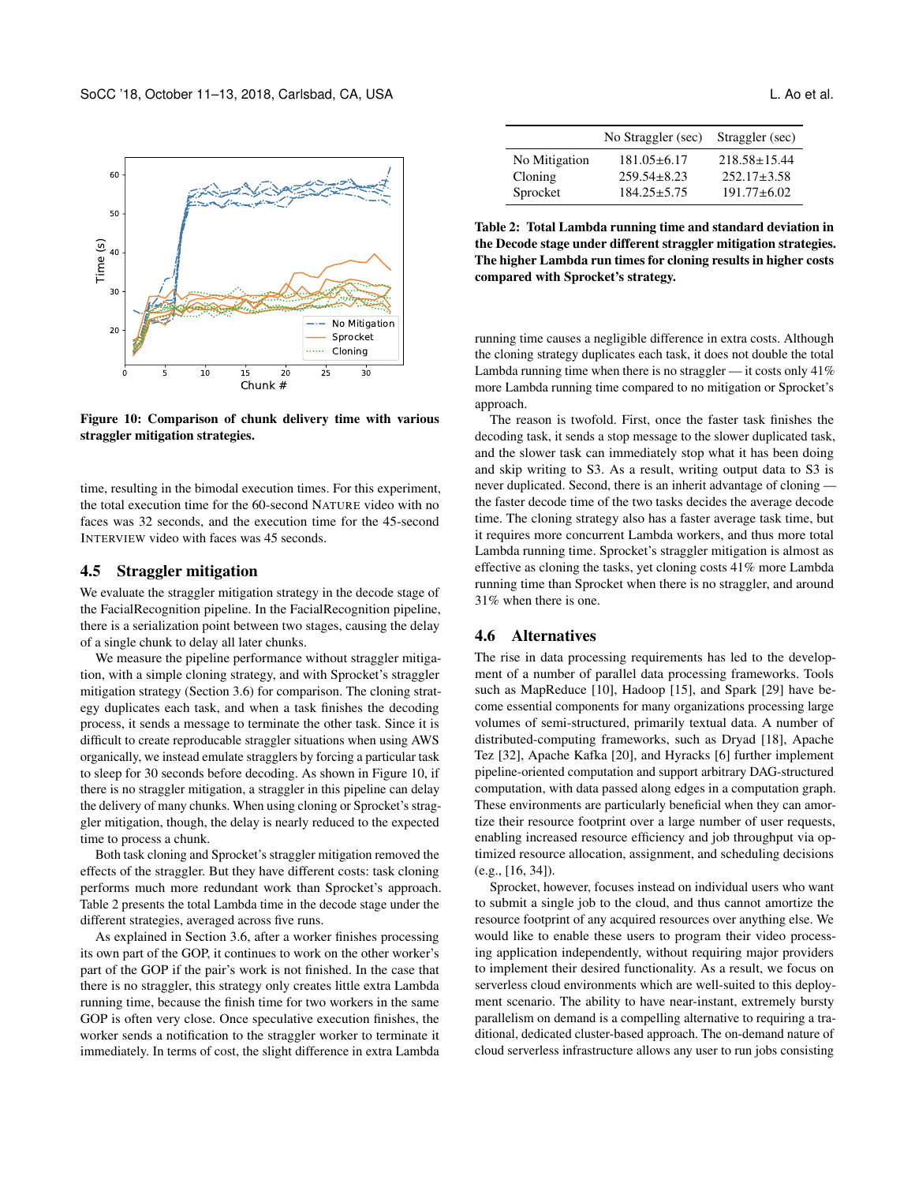Figure 10: Comparison of chunk delivery time with various straggler mitigation strategies.

time, resulting in the bimodal execution times. For this experiment, the total execution time for the 60-second NATURE video with no faces was 32 seconds, and the execution time for the 45-second INTERVIEW video with faces was 45 seconds.

## 4.5 Straggler mitigation

We evaluate the straggler mitigation strategy in the decode stage of the FacialRecognition pipeline. In the FacialRecognition pipeline, there is a serialization point between two stages, causing the delay of a single chunk to delay all later chunks.

We measure the pipeline performance without straggler mitigation, with a simple cloning strategy, and with Sprocket's straggler mitigation strategy (Section 3.6) for comparison. The cloning strategy duplicates each task, and when a task finishes the decoding process, it sends a message to terminate the other task. Since it is difficult to create reproducible straggler situations when using AWS organically, we instead emulate stragglers by forcing a particular task to sleep for 30 seconds before decoding. As shown in Figure 10, if there is no straggler mitigation, a straggler in this pipeline can delay the delivery of many chunks. When using cloning or Sprocket's straggler mitigation, though, the delay is nearly reduced to the expected time to process a chunk.

Both task cloning and Sprocket's straggler mitigation removed the effects of the straggler. But they have different costs: task cloning performs much more redundant work than Sprocket's approach. Table 2 presents the total Lambda time in the decode stage under the different strategies, averaged across five runs.

As explained in Section 3.6, after a worker finishes processing its own part of the GOP, it continues to work on the other worker's part of the GOP if the pair's work is not finished. In the case that there is no straggler, this strategy only creates little extra Lambda running time, because the finish time for two workers in the same GOP is often very close. Once speculative execution finishes, the worker sends a notification to the straggler worker to terminate it immediately. In terms of cost, the slight difference in extra Lambda running time causes a negligible difference in extra costs. Although the cloning strategy duplicates each task, it does not double the total Lambda running time when there is no straggler — it costs only 41% more Lambda running time compared to no mitigation or Sprocket's approach.

|  | No Straggler (sec) | Straggler (sec) |
|---|---|---|
| No Mitigation | 181.05±6.17 | 218.58±15.44 |
| Cloning | 259.54±8.23 | 252.17±3.58 |
| Sprocket | 184.25±5.75 | 191.77±6.02 |

**Table 2: Total Lambda running time and standard deviation in the Decode stage under different straggler mitigation strategies. The higher Lambda run times for cloning results in higher costs compared with Sprocket's strategy.**

The reason is twofold. First, once the faster task finishes the decoding task, it sends a stop message to the slower duplicated task, and the slower task can immediately stop what it has been doing and skip writing to S3. As a result, writing output data to S3 is never duplicated. Second, there is an inherit advantage of cloning — the faster decode time of the two tasks decides the average decode time. The cloning strategy also has a faster average task time, but it requires more concurrent Lambda workers, and thus more total Lambda running time. Sprocket's straggler mitigation is almost as effective as cloning the tasks, yet cloning costs 41% more Lambda running time than Sprocket when there is no straggler, and around 31% when there is one.

## 4.6 Alternatives

The rise in data processing requirements has led to the development of a number of parallel data processing frameworks. Tools such as MapReduce [10], Hadoop [15], and Spark [29] have become essential components for many organizations processing large volumes of semi-structured, primarily textual data. A number of distributed-computing frameworks, such as Dryad [18], Apache Tez [32], Apache Kafka [20], and Hyracks [6] further implement pipeline-oriented computation and support arbitrary DAG-structured computation, with data passed along edges in a computation graph. These environments are particularly beneficial when they can amortize their resource footprint over a large number of user requests, enabling increased resource efficiency and job throughput via optimized resource allocation, assignment, and scheduling decisions (e.g., [16, 34]).

Sprocket, however, focuses instead on individual users who want to submit a single job to the cloud, and thus cannot amortize the resource footprint of any acquired resources over anything else. We would like to enable these users to program their video processing application independently, without requiring major providers to implement their desired functionality. As a result, we focus on serverless cloud environments which are well-suited to this deployment scenario. The ability to have near-instant, extremely bursty parallelism on demand is a compelling alternative to requiring a traditional, dedicated cluster-based approach. The on-demand nature of cloud serverless infrastructure allows any user to run jobs consisting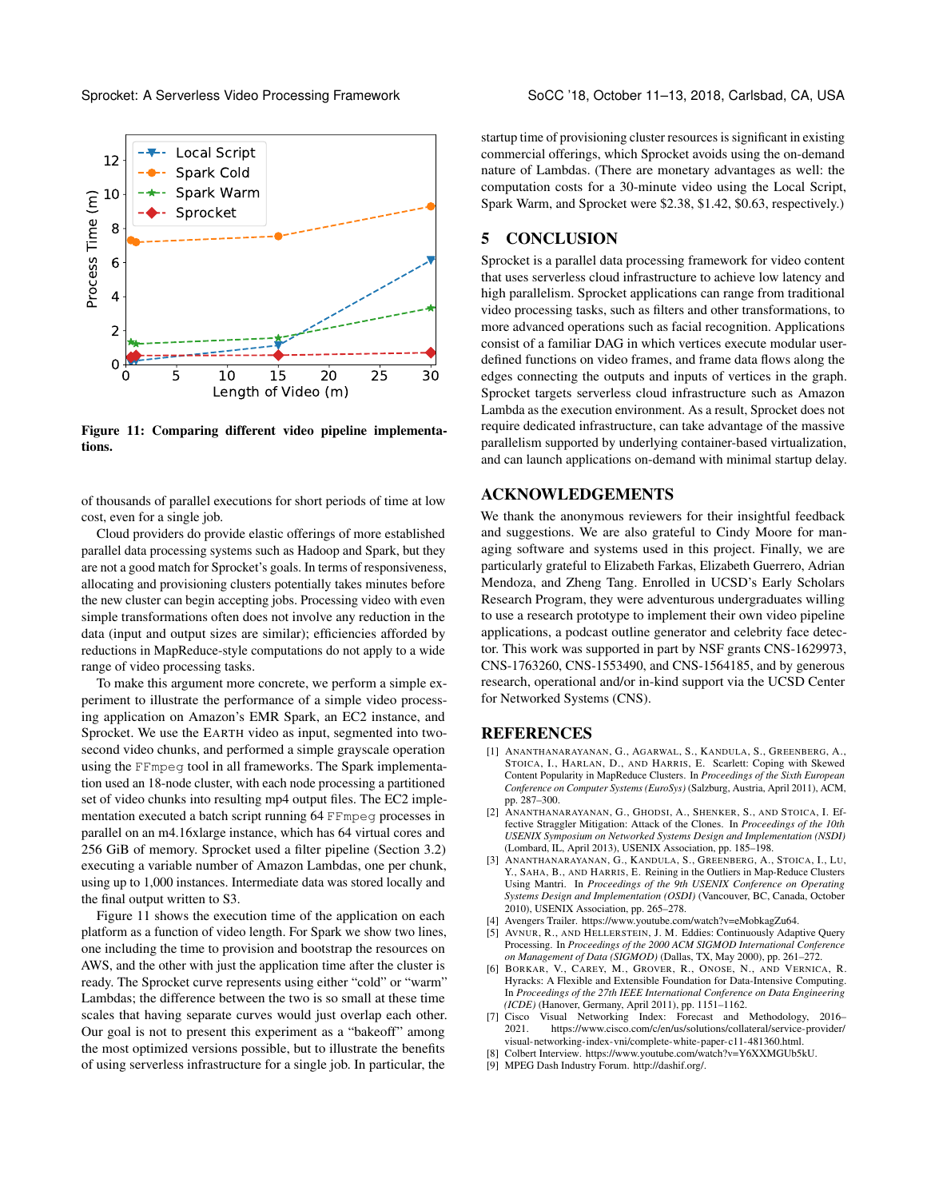**Figure 11: Comparing different video pipeline implementations.**

of thousands of parallel executions for short periods of time at low cost, even for a single job.

Cloud providers do provide elastic offerings of more established parallel data processing systems such as Hadoop and Spark, but they are not a good match for Sprocket's goals. In terms of responsiveness, allocating and provisioning clusters potentially takes minutes before the new cluster can begin accepting jobs. Processing video with even simple transformations often does not involve any reduction in the data (input and output sizes are similar); efficiencies afforded by reductions in MapReduce-style computations do not apply to a wide range of video processing tasks.

To make this argument more concrete, we perform a simple experiment to illustrate the performance of a simple video processing application on Amazon's EMR Spark, an EC2 instance, and Sprocket. We use the EARTH video as input, segmented into two-second video chunks, and performed a simple grayscale operation using the `FFmpeg` tool in all frameworks. The Spark implementation used an 18-node cluster, with each node processing a partitioned set of video chunks into resulting mp4 output files. The EC2 implementation executed a batch script running 64 `FFmpeg` processes in parallel on an m4.16xlarge instance, which has 64 virtual cores and 256 GiB of memory. Sprocket used a filter pipeline (Section 3.2) executing a variable number of Amazon Lambdas, one per chunk, using up to 1,000 instances. Intermediate data was stored locally and the final output written to S3.

Figure 11 shows the execution time of the application on each platform as a function of video length. For Spark we show two lines, one including the time to provision and bootstrap the resources on AWS, and the other with just the application time after the cluster is ready. The Sprocket curve represents using either "cold" or "warm" Lambdas; the difference between the two is so small at these time scales that having separate curves would just overlap each other. Our goal is not to present this experiment as a "bakeoff" among the most optimized versions possible, but to illustrate the benefits of using serverless infrastructure for a single job. In particular, the startup time of provisioning cluster resources is significant in existing commercial offerings, which Sprocket avoids using the on-demand nature of Lambdas. (There are monetary advantages as well: the computation costs for a 30-minute video using the Local Script, Spark Warm, and Sprocket were \$2.38, \$1.42, \$0.63, respectively.)

## 5 CONCLUSION

Sprocket is a parallel data processing framework for video content that uses serverless cloud infrastructure to achieve low latency and high parallelism. Sprocket applications can range from traditional video processing tasks, such as filters and other transformations, to more advanced operations such as facial recognition. Applications consist of a familiar DAG in which vertices execute modular user-defined functions on video frames, and frame data flows along the edges connecting the outputs and inputs of vertices in the graph. Sprocket targets serverless cloud infrastructure such as Amazon Lambda as the execution environment. As a result, Sprocket does not require dedicated infrastructure, can take advantage of the massive parallelism supported by underlying container-based virtualization, and can launch applications on-demand with minimal startup delay.

## ACKNOWLEDGEMENTS

We thank the anonymous reviewers for their insightful feedback and suggestions. We are also grateful to Cindy Moore for managing software and systems used in this project. Finally, we are particularly grateful to Elizabeth Farkas, Elizabeth Guerrero, Adrian Mendoza, and Zheng Tang. Enrolled in UCSD's Early Scholars Research Program, they were adventurous undergraduates willing to use a research prototype to implement their own video pipeline applications, a podcast outline generator and celebrity face detector. This work was supported in part by NSF grants CNS-1629973, CNS-1763260, CNS-1553490, and CNS-1564185, and by generous research, operational and/or in-kind support via the UCSD Center for Networked Systems (CNS).

## REFERENCES

[1] ANANTHANARAYANAN, G., AGARWAL, S., KANDULA, S., GREENBERG, A., STOICA, I., HARLAN, D., AND HARRIS, E. Scarlett: Coping with Skewed Content Popularity in MapReduce Clusters. In *Proceedings of the Sixth European Conference on Computer Systems (EuroSys)* (Salzburg, Austria, April 2011), ACM, pp. 287–300.

[2] ANANTHANARAYANAN, G., GHODSI, A., SHENKER, S., AND STOICA, I. Effective Straggler Mitigation: Attack of the Clones. In *Proceedings of the 10th USENIX Symposium on Networked Systems Design and Implementation (NSDI)* (Lombard, IL, April 2013), USENIX Association, pp. 185–198.

[3] ANANTHANARAYANAN, G., KANDULA, S., GREENBERG, A., STOICA, I., LU, Y., SAHA, B., AND HARRIS, E. Reining in the Outliers in Map-Reduce Clusters Using Mantri. In *Proceedings of the 9th USENIX Conference on Operating Systems Design and Implementation (OSDI)* (Vancouver, BC, Canada, October 2010), USENIX Association, pp. 265–278.

[4] Avengers Trailer. https://www.youtube.com/watch?v=eMobkagZu64.

[5] AVNUR, R., AND HELLERSTEIN, J. M. Eddies: Continuously Adaptive Query Processing. In *Proceedings of the 2000 ACM SIGMOD International Conference on Management of Data (SIGMOD)* (Dallas, TX, May 2000), pp. 261–272.

[6] BORKAR, V., CAREY, M., GROVER, R., ONOSE, N., AND VERNICA, R. Hyracks: A Flexible and Extensible Foundation for Data-Intensive Computing. In *Proceedings of the 27th IEEE International Conference on Data Engineering (ICDE)* (Hanover, Germany, April 2011), pp. 1151–1162.

[7] Cisco Visual Networking Index: Forecast and Methodology, 2016–2021. https://www.cisco.com/c/en/us/solutions/collateral/service-provider/visual-networking-index-vni/complete-white-paper-c11-481360.html.

[8] Colbert Interview. https://www.youtube.com/watch?v=Y6XXMGUb5kU.

[9] MPEG Dash Industry Forum. http://dashif.org/.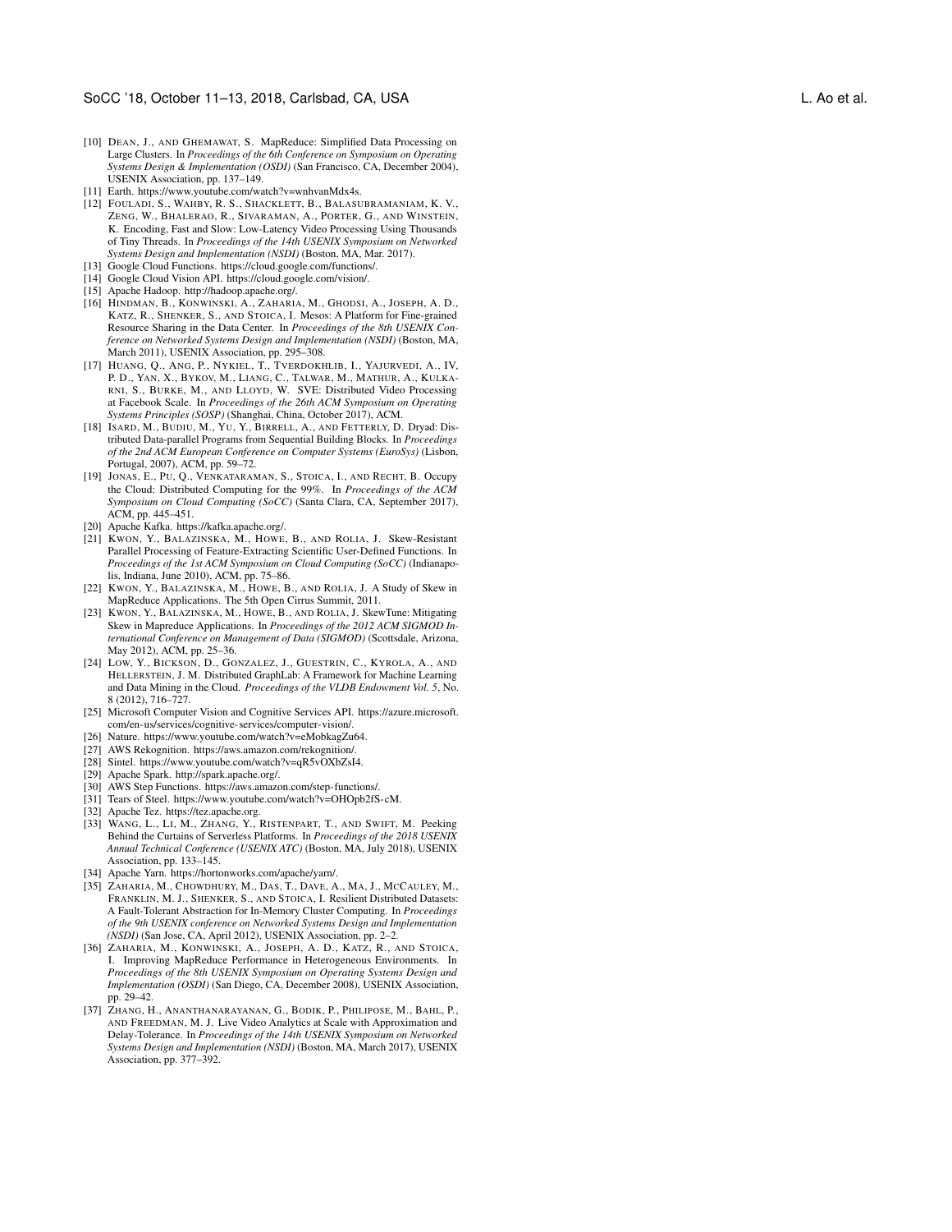[10] Dean, J., and Ghemawat, S. MapReduce: Simplified Data Processing on Large Clusters. In *Proceedings of the 6th Conference on Symposium on Operating Systems Design & Implementation (OSDI)* (San Francisco, CA, December 2004), USENIX Association, pp. 137–149.

[11] Earth. https://www.youtube.com/watch?v=wnhvanMdx4s.

[12] Fouladi, S., Wahby, R. S., Shacklett, B., Balasubramaniam, K. V., Zeng, W., Bhalerao, R., Sivaraman, A., Porter, G., and Winstein, K. Encoding, Fast and Slow: Low-Latency Video Processing Using Thousands of Tiny Threads. In *Proceedings of the 14th USENIX Symposium on Networked Systems Design and Implementation (NSDI)* (Boston, MA, Mar. 2017).

[13] Google Cloud Functions. https://cloud.google.com/functions/.

[14] Google Cloud Vision API. https://cloud.google.com/vision/.

[15] Apache Hadoop. http://hadoop.apache.org/.

[16] Hindman, B., Konwinski, A., Zaharia, M., Ghodsi, A., Joseph, A. D., Katz, R., Shenker, S., and Stoica, I. Mesos: A Platform for Fine-grained Resource Sharing in the Data Center. In *Proceedings of the 8th USENIX Conference on Networked Systems Design and Implementation (NSDI)* (Boston, MA, March 2011), USENIX Association, pp. 295–308.

[17] Huang, Q., Ang, P., Nykiel, T., Tverdokhlib, I., Yajurvedi, A., IV, P. D., Yan, X., Bykov, M., Liang, C., Talwar, M., Mathur, A., Kulkarni, S., Burke, M., and Lloyd, W. SVE: Distributed Video Processing at Facebook Scale. In *Proceedings of the 26th ACM Symposium on Operating Systems Principles (SOSP)* (Shanghai, China, October 2017), ACM.

[18] Isard, M., Budiu, M., Yu, Y., Birrell, A., and Fetterly, D. Dryad: Distributed Data-parallel Programs from Sequential Building Blocks. In *Proceedings of the 2nd ACM European Conference on Computer Systems (EuroSys)* (Lisbon, Portugal, 2007), ACM, pp. 59–72.

[19] Jonas, E., Pu, Q., Venkataraman, S., Stoica, I., and Recht, B. Occupy the Cloud: Distributed Computing for the 99%. In *Proceedings of the ACM Symposium on Cloud Computing (SoCC)* (Santa Clara, CA, September 2017), ACM, pp. 445–451.

[20] Apache Kafka. https://kafka.apache.org/.

[21] Kwon, Y., Balazinska, M., Howe, B., and Rolia, J. Skew-Resistant Parallel Processing of Feature-Extracting Scientific User-Defined Functions. In *Proceedings of the 1st ACM Symposium on Cloud Computing (SoCC)* (Indianapolis, Indiana, June 2010), ACM, pp. 75–86.

[22] Kwon, Y., Balazinska, M., Howe, B., and Rolia, J. A Study of Skew in MapReduce Applications. The 5th Open Cirrus Summit, 2011.

[23] Kwon, Y., Balazinska, M., Howe, B., and Rolia, J. SkewTune: Mitigating Skew in Mapreduce Applications. In *Proceedings of the 2012 ACM SIGMOD International Conference on Management of Data (SIGMOD)* (Scottsdale, Arizona, May 2012), ACM, pp. 25–36.

[24] Low, Y., Bickson, D., Gonzalez, J., Guestrin, C., Kyrola, A., and Hellerstein, J. M. Distributed GraphLab: A Framework for Machine Learning and Data Mining in the Cloud. *Proceedings of the VLDB Endowment Vol. 5*, No. 8 (2012), 716–727.

[25] Microsoft Computer Vision and Cognitive Services API. https://azure.microsoft.com/en-us/services/cognitive-services/computer-vision/.

[26] Nature. https://www.youtube.com/watch?v=eMobkagZu64.

[27] AWS Rekognition. https://aws.amazon.com/rekognition/.

[28] Sintel. https://www.youtube.com/watch?v=qR5vOXbZsI4.

[29] Apache Spark. http://spark.apache.org/.

[30] AWS Step Functions. https://aws.amazon.com/step-functions/.

[31] Tears of Steel. https://www.youtube.com/watch?v=OHOpb2fS-cM.

[32] Apache Tez. https://tez.apache.org.

[33] Wang, L., Li, M., Zhang, Y., Ristenpart, T., and Swift, M. Peeking Behind the Curtains of Serverless Platforms. In *Proceedings of the 2018 USENIX Annual Technical Conference (USENIX ATC)* (Boston, MA, July 2018), USENIX Association, pp. 133–145.

[34] Apache Yarn. https://hortonworks.com/apache/yarn/.

[35] Zaharia, M., Chowdhury, M., Das, T., Dave, A., Ma, J., McCauley, M., Franklin, M. J., Shenker, S., and Stoica, I. Resilient Distributed Datasets: A Fault-Tolerant Abstraction for In-Memory Cluster Computing. In *Proceedings of the 9th USENIX conference on Networked Systems Design and Implementation (NSDI)* (San Jose, CA, April 2012), USENIX Association, pp. 2–2.

[36] Zaharia, M., Konwinski, A., Joseph, A. D., Katz, R., and Stoica, I. Improving MapReduce Performance in Heterogeneous Environments. In *Proceedings of the 8th USENIX Symposium on Operating Systems Design and Implementation (OSDI)* (San Diego, CA, December 2008), USENIX Association, pp. 29–42.

[37] Zhang, H., Ananthanarayanan, G., Bodik, P., Philipose, M., Bahl, P., and Freedman, M. J. Live Video Analytics at Scale with Approximation and Delay-Tolerance. In *Proceedings of the 14th USENIX Symposium on Networked Systems Design and Implementation (NSDI)* (Boston, MA, March 2017), USENIX Association, pp. 377–392.